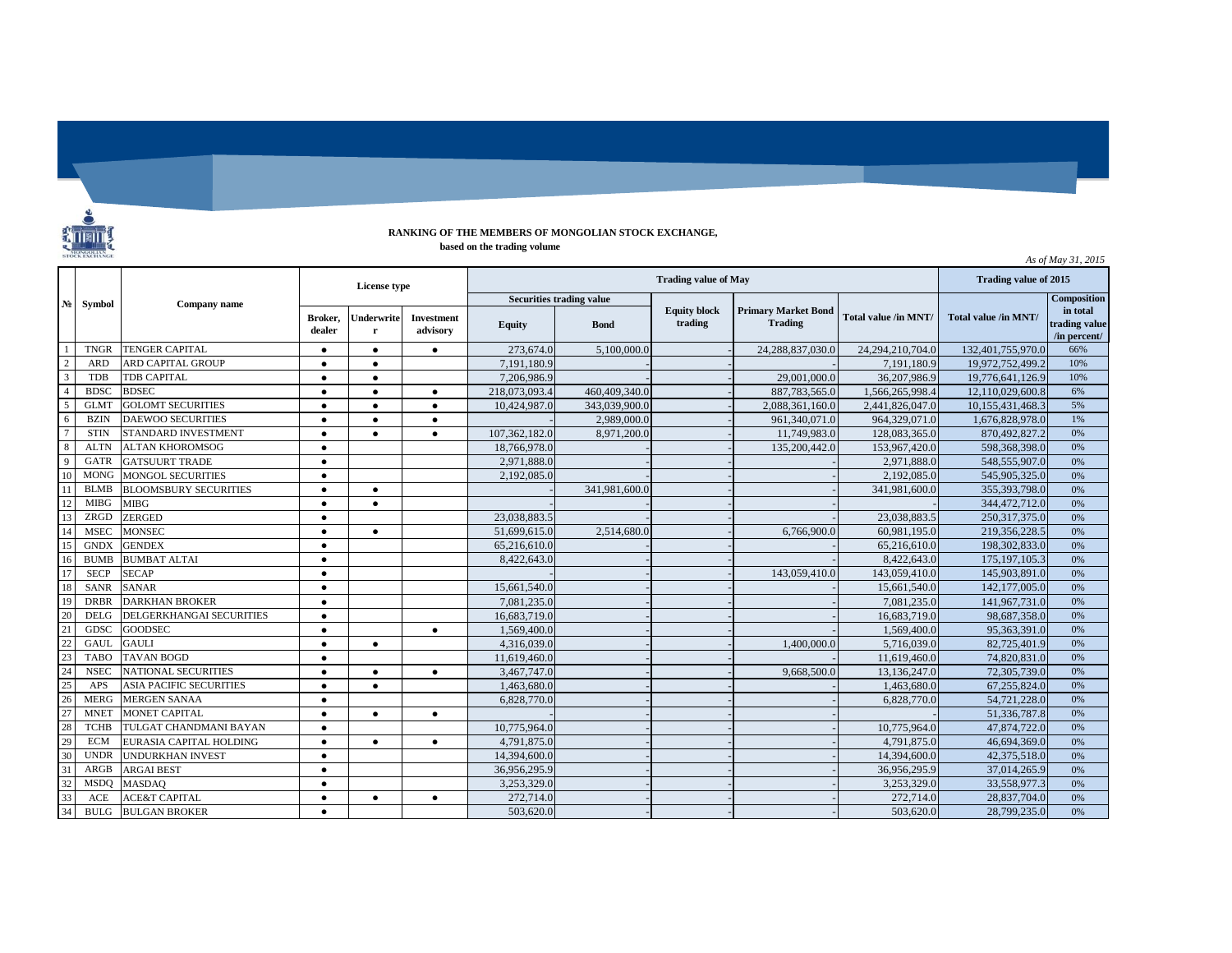**RANKING OF THE MEMBERS OF MONGOLIAN STOCK EXCHANGE,**

**based on the trading volume**

*As of May 31, 2015*

| № | Symbol | Company name | License type | | | Trading value of May | | | | | Trading value of 2015 | |
|---|---|---|---|---|---|---|---|---|---|---|---|---|
| | | | | | | Securities trading value | | Equity block trading | Primary Market Bond Trading | Total value /in MNT/ | Total value /in MNT/ | Composition in total trading value /in percent/ |
| | | | Broker, dealer | Underwriter | Investment advisory | Equity | Bond | | | | | |
| 1 | TNGR | TENGER CAPITAL | ● | ● | ● | 273,674.0 | 5,100,000.0 | - | 24,288,837,030.0 | 24,294,210,704.0 | 132,401,755,970.0 | 66% |
| 2 | ARD | ARD CAPITAL GROUP | ● | ● | | 7,191,180.9 | - | - | - | 7,191,180.9 | 19,972,752,499.2 | 10% |
| 3 | TDB | TDB CAPITAL | ● | ● | | 7,206,986.9 | - | - | 29,001,000.0 | 36,207,986.9 | 19,776,641,126.9 | 10% |
| 4 | BDSC | BDSEC | ● | ● | ● | 218,073,093.4 | 460,409,340.0 | - | 887,783,565.0 | 1,566,265,998.4 | 12,110,029,600.8 | 6% |
| 5 | GLMT | GOLOMT SECURITIES | ● | ● | ● | 10,424,987.0 | 343,039,900.0 | - | 2,088,361,160.0 | 2,441,826,047.0 | 10,155,431,468.3 | 5% |
| 6 | BZIN | DAEWOO SECURITIES | ● | ● | ● | - | 2,989,000.0 | - | 961,340,071.0 | 964,329,071.0 | 1,676,828,978.0 | 1% |
| 7 | STIN | STANDARD INVESTMENT | ● | ● | ● | 107,362,182.0 | 8,971,200.0 | - | 11,749,983.0 | 128,083,365.0 | 870,492,827.2 | 0% |
| 8 | ALTN | ALTAN KHOROMSOG | ● | | | 18,766,978.0 | - | - | 135,200,442.0 | 153,967,420.0 | 598,368,398.0 | 0% |
| 9 | GATR | GATSUURT TRADE | ● | | | 2,971,888.0 | - | - | - | 2,971,888.0 | 548,555,907.0 | 0% |
| 10 | MONG | MONGOL SECURITIES | ● | | | 2,192,085.0 | - | - | - | 2,192,085.0 | 545,905,325.0 | 0% |
| 11 | BLMB | BLOOMSBURY SECURITIES | ● | ● | | - | 341,981,600.0 | - | - | 341,981,600.0 | 355,393,798.0 | 0% |
| 12 | MIBG | MIBG | ● | ● | | - | - | - | - | - | 344,472,712.0 | 0% |
| 13 | ZRGD | ZERGED | ● | | | 23,038,883.5 | - | - | - | 23,038,883.5 | 250,317,375.0 | 0% |
| 14 | MSEC | MONSEC | ● | ● | | 51,699,615.0 | 2,514,680.0 | - | 6,766,900.0 | 60,981,195.0 | 219,356,228.5 | 0% |
| 15 | GNDX | GENDEX | ● | | | 65,216,610.0 | - | - | - | 65,216,610.0 | 198,302,833.0 | 0% |
| 16 | BUMB | BUMBAT ALTAI | ● | | | 8,422,643.0 | - | - | - | 8,422,643.0 | 175,197,105.3 | 0% |
| 17 | SECP | SECAP | ● | | | - | - | - | 143,059,410.0 | 143,059,410.0 | 145,903,891.0 | 0% |
| 18 | SANR | SANAR | ● | | | 15,661,540.0 | - | - | - | 15,661,540.0 | 142,177,005.0 | 0% |
| 19 | DRBR | DARKHAN BROKER | ● | | | 7,081,235.0 | - | - | - | 7,081,235.0 | 141,967,731.0 | 0% |
| 20 | DELG | DELGERKHANGAI SECURITIES | ● | | | 16,683,719.0 | - | - | - | 16,683,719.0 | 98,687,358.0 | 0% |
| 21 | GDSC | GOODSEC | ● | | ● | 1,569,400.0 | - | - | - | 1,569,400.0 | 95,363,391.0 | 0% |
| 22 | GAUL | GAULI | ● | ● | | 4,316,039.0 | - | - | 1,400,000.0 | 5,716,039.0 | 82,725,401.9 | 0% |
| 23 | TABO | TAVAN BOGD | ● | | | 11,619,460.0 | - | - | - | 11,619,460.0 | 74,820,831.0 | 0% |
| 24 | NSEC | NATIONAL SECURITIES | ● | ● | ● | 3,467,747.0 | - | - | 9,668,500.0 | 13,136,247.0 | 72,305,739.0 | 0% |
| 25 | APS | ASIA PACIFIC SECURITIES | ● | ● | | 1,463,680.0 | - | - | - | 1,463,680.0 | 67,255,824.0 | 0% |
| 26 | MERG | MERGEN SANAA | ● | | | 6,828,770.0 | - | - | - | 6,828,770.0 | 54,721,228.0 | 0% |
| 27 | MNET | MONET CAPITAL | ● | ● | ● | - | - | - | - | - | 51,336,787.8 | 0% |
| 28 | TCHB | TULGAT CHANDMANI BAYAN | ● | | | 10,775,964.0 | - | - | - | 10,775,964.0 | 47,874,722.0 | 0% |
| 29 | ECM | EURASIA CAPITAL HOLDING | ● | ● | ● | 4,791,875.0 | - | - | - | 4,791,875.0 | 46,694,369.0 | 0% |
| 30 | UNDR | UNDURKHAN INVEST | ● | | | 14,394,600.0 | - | - | - | 14,394,600.0 | 42,375,518.0 | 0% |
| 31 | ARGB | ARGAI BEST | ● | | | 36,956,295.9 | - | - | - | 36,956,295.9 | 37,014,265.9 | 0% |
| 32 | MSDQ | MASDAQ | ● | | | 3,253,329.0 | - | - | - | 3,253,329.0 | 33,558,977.3 | 0% |
| 33 | ACE | ACE&T CAPITAL | ● | ● | ● | 272,714.0 | - | - | - | 272,714.0 | 28,837,704.0 | 0% |
| 34 | BULG | BULGAN BROKER | ● | | | 503,620.0 | - | - | - | 503,620.0 | 28,799,235.0 | 0% |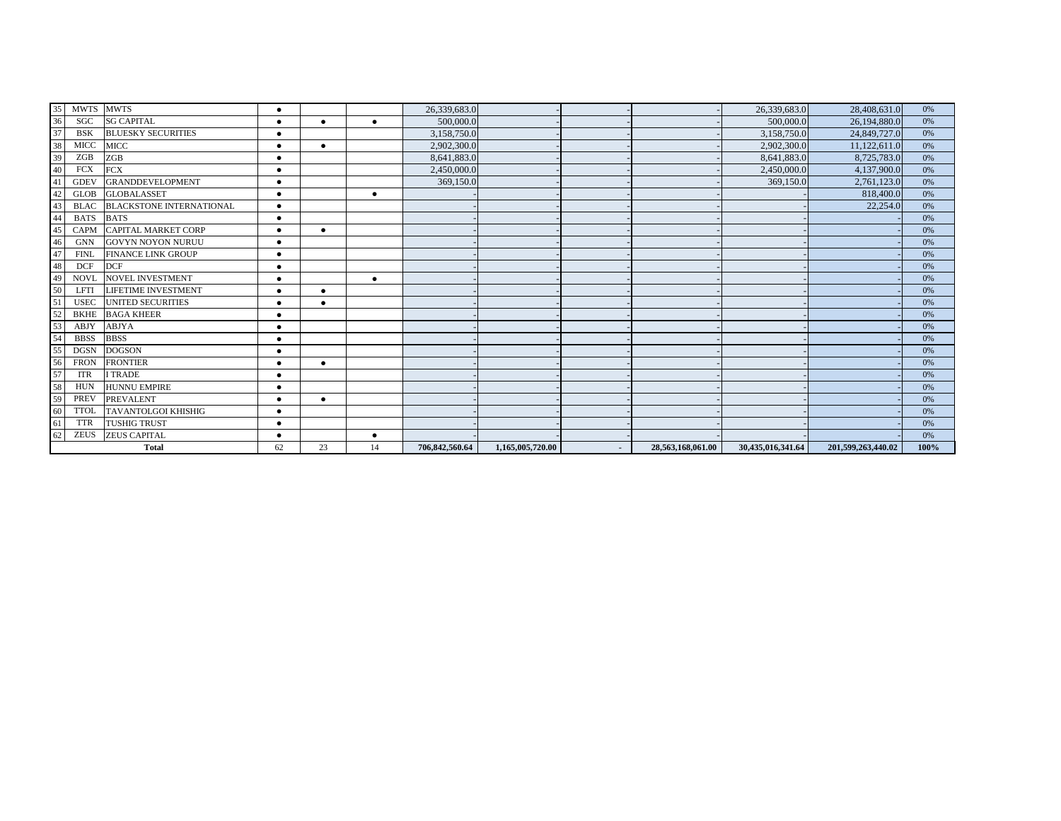| | | | | | | | | | | | | |
|---|---|---|---|---|---|---|---|---|---|---|---|---|
| 35 | MWTS | MWTS | ● | | | 26,339,683.0 | - | - | - | 26,339,683.0 | 28,408,631.0 | 0% |
| 36 | SGC | SG CAPITAL | ● | ● | ● | 500,000.0 | - | - | - | 500,000.0 | 26,194,880.0 | 0% |
| 37 | BSK | BLUESKY SECURITIES | ● | | | 3,158,750.0 | - | - | - | 3,158,750.0 | 24,849,727.0 | 0% |
| 38 | MICC | MICC | ● | ● | | 2,902,300.0 | - | - | - | 2,902,300.0 | 11,122,611.0 | 0% |
| 39 | ZGB | ZGB | ● | | | 8,641,883.0 | - | - | - | 8,641,883.0 | 8,725,783.0 | 0% |
| 40 | FCX | FCX | ● | | | 2,450,000.0 | - | - | - | 2,450,000.0 | 4,137,900.0 | 0% |
| 41 | GDEV | GRANDDEVELOPMENT | ● | | | 369,150.0 | - | - | - | 369,150.0 | 2,761,123.0 | 0% |
| 42 | GLOB | GLOBALASSET | ● | | ● | - | - | - | - | - | 818,400.0 | 0% |
| 43 | BLAC | BLACKSTONE INTERNATIONAL | ● | | | - | - | - | - | - | 22,254.0 | 0% |
| 44 | BATS | BATS | ● | | | - | - | - | - | - | - | 0% |
| 45 | CAPM | CAPITAL MARKET CORP | ● | ● | | - | - | - | - | - | - | 0% |
| 46 | GNN | GOVYN NOYON NURUU | ● | | | - | - | - | - | - | - | 0% |
| 47 | FINL | FINANCE LINK GROUP | ● | | | - | - | - | - | - | - | 0% |
| 48 | DCF | DCF | ● | | | - | - | - | - | - | - | 0% |
| 49 | NOVL | NOVEL INVESTMENT | ● | | ● | - | - | - | - | - | - | 0% |
| 50 | LFTI | LIFETIME INVESTMENT | ● | ● | | - | - | - | - | - | - | 0% |
| 51 | USEC | UNITED SECURITIES | ● | ● | | - | - | - | - | - | - | 0% |
| 52 | BKHE | BAGA KHEER | ● | | | - | - | - | - | - | - | 0% |
| 53 | ABJY | ABJYA | ● | | | - | - | - | - | - | - | 0% |
| 54 | BBSS | BBSS | ● | | | - | - | - | - | - | - | 0% |
| 55 | DGSN | DOGSON | ● | | | - | - | - | - | - | - | 0% |
| 56 | FRON | FRONTIER | ● | ● | | - | - | - | - | - | - | 0% |
| 57 | ITR | I TRADE | ● | | | - | - | - | - | - | - | 0% |
| 58 | HUN | HUNNU EMPIRE | ● | | | - | - | - | - | - | - | 0% |
| 59 | PREV | PREVALENT | ● | ● | | - | - | - | - | - | - | 0% |
| 60 | TTOL | TAVANTOLGOI KHISHIG | ● | | | - | - | - | - | - | - | 0% |
| 61 | TTR | TUSHIG TRUST | ● | | | - | - | - | - | - | - | 0% |
| 62 | ZEUS | ZEUS CAPITAL | ● | | ● | - | - | - | - | - | - | 0% |
| **Total** | | | 62 | 23 | 14 | **706,842,560.64** | **1,165,005,720.00** | **-** | **28,563,168,061.00** | **30,435,016,341.64** | **201,599,263,440.02** | **100%** |